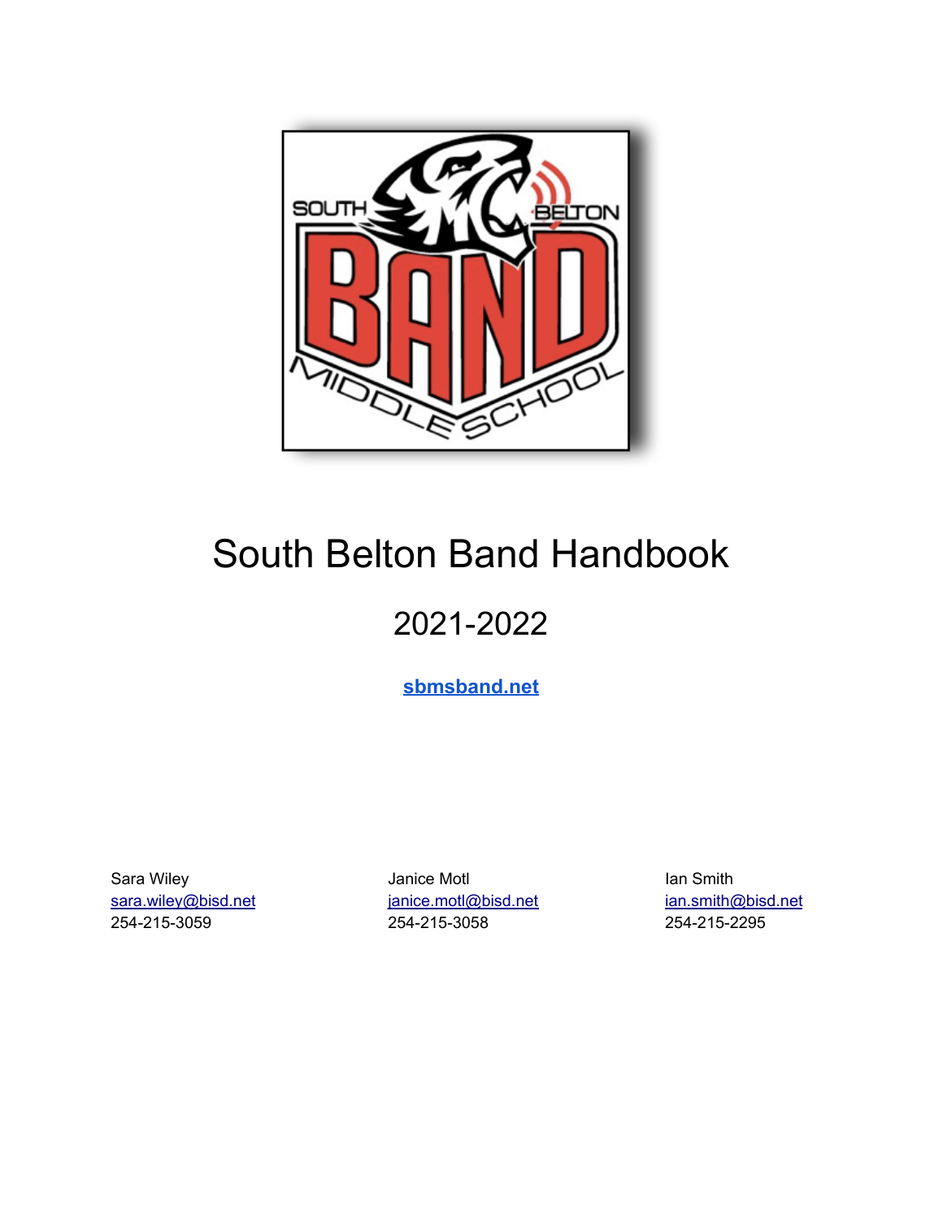# South Belton Band Handbook

## 2021-2022

**sbmsband.net**

Sara Wiley
sara.wiley@bisd.net
254-215-3059

Janice Motl
janice.motl@bisd.net
254-215-3058

Ian Smith
ian.smith@bisd.net
254-215-2295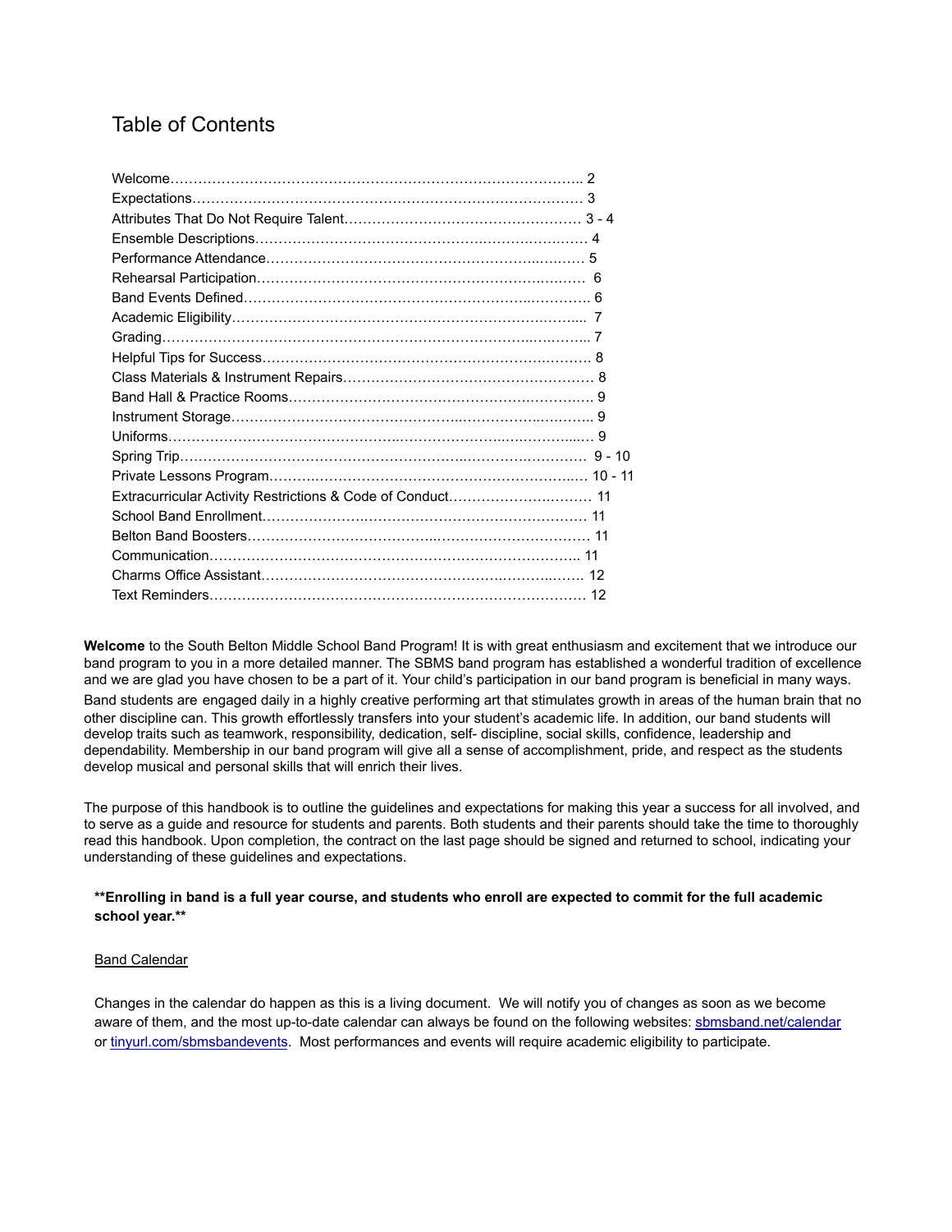# Table of Contents

| | |
|---|---|
| Welcome | 2 |
| Expectations | 3 |
| Attributes That Do Not Require Talent | 3 - 4 |
| Ensemble Descriptions | 4 |
| Performance Attendance | 5 |
| Rehearsal Participation | 6 |
| Band Events Defined | 6 |
| Academic Eligibility | 7 |
| Grading | 7 |
| Helpful Tips for Success | 8 |
| Class Materials & Instrument Repairs | 8 |
| Band Hall & Practice Rooms | 9 |
| Instrument Storage | 9 |
| Uniforms | 9 |
| Spring Trip | 9 - 10 |
| Private Lessons Program | 10 - 11 |
| Extracurricular Activity Restrictions & Code of Conduct | 11 |
| School Band Enrollment | 11 |
| Belton Band Boosters | 11 |
| Communication | 11 |
| Charms Office Assistant | 12 |
| Text Reminders | 12 |

**Welcome** to the South Belton Middle School Band Program! It is with great enthusiasm and excitement that we introduce our band program to you in a more detailed manner. The SBMS band program has established a wonderful tradition of excellence and we are glad you have chosen to be a part of it. Your child's participation in our band program is beneficial in many ways. Band students are engaged daily in a highly creative performing art that stimulates growth in areas of the human brain that no other discipline can. This growth effortlessly transfers into your student's academic life. In addition, our band students will develop traits such as teamwork, responsibility, dedication, self- discipline, social skills, confidence, leadership and dependability. Membership in our band program will give all a sense of accomplishment, pride, and respect as the students develop musical and personal skills that will enrich their lives.

The purpose of this handbook is to outline the guidelines and expectations for making this year a success for all involved, and to serve as a guide and resource for students and parents. Both students and their parents should take the time to thoroughly read this handbook. Upon completion, the contract on the last page should be signed and returned to school, indicating your understanding of these guidelines and expectations.

****Enrolling in band is a full year course, and students who enroll are expected to commit for the full academic school year.****

Band Calendar

Changes in the calendar do happen as this is a living document. We will notify you of changes as soon as we become aware of them, and the most up-to-date calendar can always be found on the following websites: sbmsband.net/calendar or tinyurl.com/sbmsbandevents. Most performances and events will require academic eligibility to participate.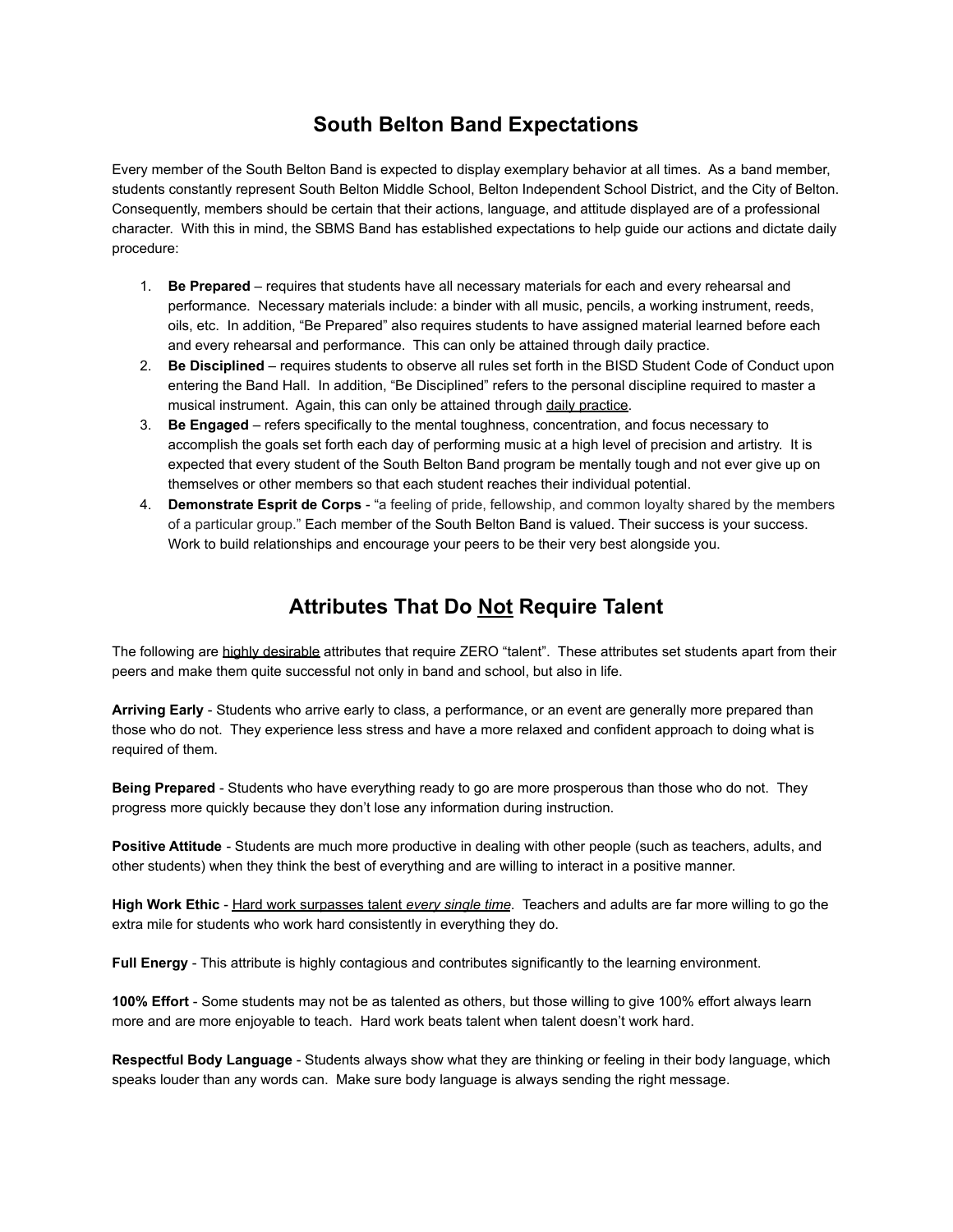# South Belton Band Expectations

Every member of the South Belton Band is expected to display exemplary behavior at all times. As a band member, students constantly represent South Belton Middle School, Belton Independent School District, and the City of Belton. Consequently, members should be certain that their actions, language, and attitude displayed are of a professional character. With this in mind, the SBMS Band has established expectations to help guide our actions and dictate daily procedure:

1. **Be Prepared** – requires that students have all necessary materials for each and every rehearsal and performance. Necessary materials include: a binder with all music, pencils, a working instrument, reeds, oils, etc. In addition, "Be Prepared" also requires students to have assigned material learned before each and every rehearsal and performance. This can only be attained through daily practice.
2. **Be Disciplined** – requires students to observe all rules set forth in the BISD Student Code of Conduct upon entering the Band Hall. In addition, "Be Disciplined" refers to the personal discipline required to master a musical instrument. Again, this can only be attained through <u>daily practice</u>.
3. **Be Engaged** – refers specifically to the mental toughness, concentration, and focus necessary to accomplish the goals set forth each day of performing music at a high level of precision and artistry. It is expected that every student of the South Belton Band program be mentally tough and not ever give up on themselves or other members so that each student reaches their individual potential.
4. **Demonstrate Esprit de Corps** - "a feeling of pride, fellowship, and common loyalty shared by the members of a particular group." Each member of the South Belton Band is valued. Their success is your success. Work to build relationships and encourage your peers to be their very best alongside you.

# Attributes That Do <u>Not</u> Require Talent

The following are <u>highly desirable</u> attributes that require ZERO "talent". These attributes set students apart from their peers and make them quite successful not only in band and school, but also in life.

**Arriving Early** - Students who arrive early to class, a performance, or an event are generally more prepared than those who do not. They experience less stress and have a more relaxed and confident approach to doing what is required of them.

**Being Prepared** - Students who have everything ready to go are more prosperous than those who do not. They progress more quickly because they don't lose any information during instruction.

**Positive Attitude** - Students are much more productive in dealing with other people (such as teachers, adults, and other students) when they think the best of everything and are willing to interact in a positive manner.

**High Work Ethic** - <u>Hard work surpasses talent *every single time*</u>. Teachers and adults are far more willing to go the extra mile for students who work hard consistently in everything they do.

**Full Energy** - This attribute is highly contagious and contributes significantly to the learning environment.

**100% Effort** - Some students may not be as talented as others, but those willing to give 100% effort always learn more and are more enjoyable to teach. Hard work beats talent when talent doesn't work hard.

**Respectful Body Language** - Students always show what they are thinking or feeling in their body language, which speaks louder than any words can. Make sure body language is always sending the right message.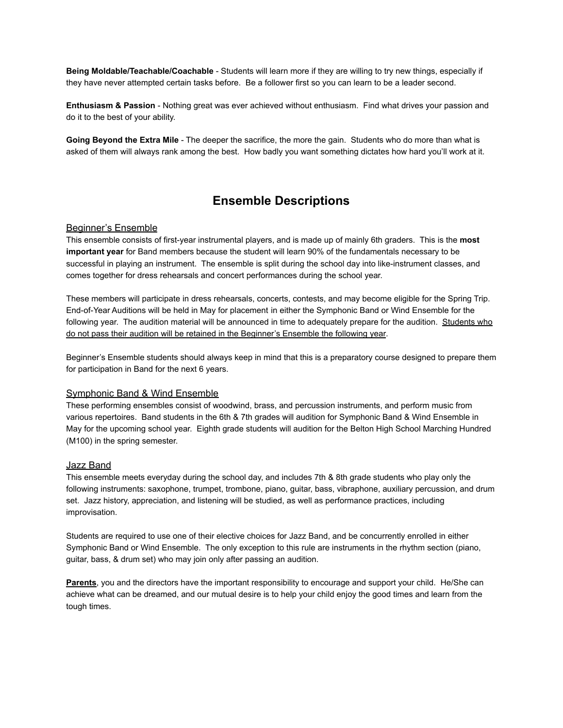**Being Moldable/Teachable/Coachable** - Students will learn more if they are willing to try new things, especially if they have never attempted certain tasks before. Be a follower first so you can learn to be a leader second.

**Enthusiasm & Passion** - Nothing great was ever achieved without enthusiasm. Find what drives your passion and do it to the best of your ability.

**Going Beyond the Extra Mile** - The deeper the sacrifice, the more the gain. Students who do more than what is asked of them will always rank among the best. How badly you want something dictates how hard you'll work at it.

# Ensemble Descriptions

## Beginner's Ensemble

This ensemble consists of first-year instrumental players, and is made up of mainly 6th graders. This is the **most important year** for Band members because the student will learn 90% of the fundamentals necessary to be successful in playing an instrument. The ensemble is split during the school day into like-instrument classes, and comes together for dress rehearsals and concert performances during the school year.

These members will participate in dress rehearsals, concerts, contests, and may become eligible for the Spring Trip. End-of-Year Auditions will be held in May for placement in either the Symphonic Band or Wind Ensemble for the following year. The audition material will be announced in time to adequately prepare for the audition. <u>Students who do not pass their audition will be retained in the Beginner's Ensemble the following year</u>.

Beginner's Ensemble students should always keep in mind that this is a preparatory course designed to prepare them for participation in Band for the next 6 years.

## Symphonic Band & Wind Ensemble

These performing ensembles consist of woodwind, brass, and percussion instruments, and perform music from various repertoires. Band students in the 6th & 7th grades will audition for Symphonic Band & Wind Ensemble in May for the upcoming school year. Eighth grade students will audition for the Belton High School Marching Hundred (M100) in the spring semester.

## Jazz Band

This ensemble meets everyday during the school day, and includes 7th & 8th grade students who play only the following instruments: saxophone, trumpet, trombone, piano, guitar, bass, vibraphone, auxiliary percussion, and drum set. Jazz history, appreciation, and listening will be studied, as well as performance practices, including improvisation.

Students are required to use one of their elective choices for Jazz Band, and be concurrently enrolled in either Symphonic Band or Wind Ensemble. The only exception to this rule are instruments in the rhythm section (piano, guitar, bass, & drum set) who may join only after passing an audition.

<u>**Parents**</u>, you and the directors have the important responsibility to encourage and support your child. He/She can achieve what can be dreamed, and our mutual desire is to help your child enjoy the good times and learn from the tough times.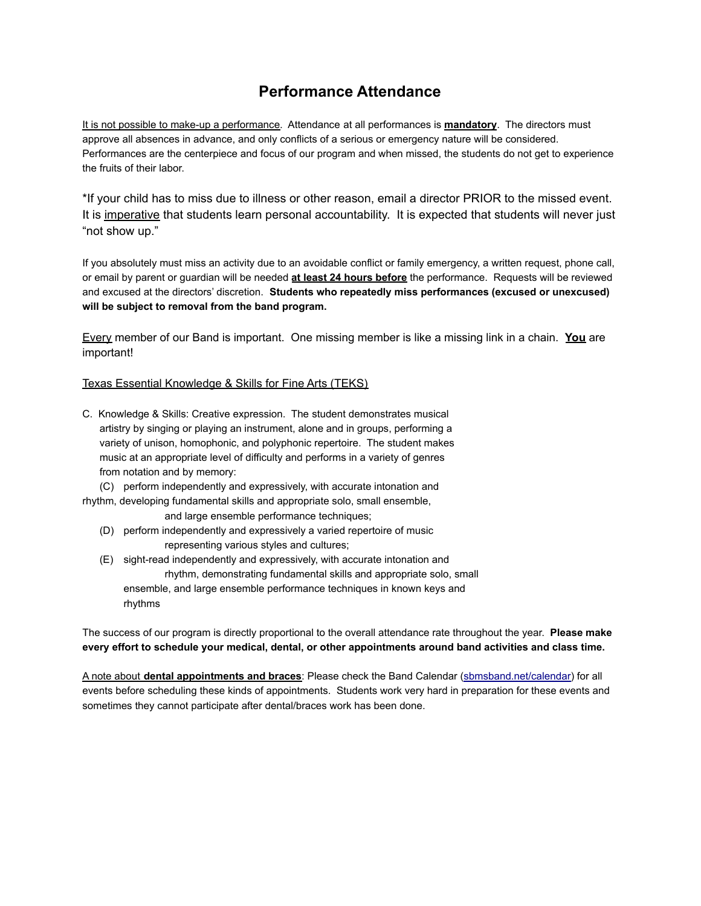# Performance Attendance

It is not possible to make-up a performance. Attendance at all performances is **mandatory**. The directors must approve all absences in advance, and only conflicts of a serious or emergency nature will be considered. Performances are the centerpiece and focus of our program and when missed, the students do not get to experience the fruits of their labor.

*If your child has to miss due to illness or other reason, email a director PRIOR to the missed event. It is imperative that students learn personal accountability. It is expected that students will never just "not show up."

If you absolutely must miss an activity due to an avoidable conflict or family emergency, a written request, phone call, or email by parent or guardian will be needed **at least 24 hours before** the performance. Requests will be reviewed and excused at the directors' discretion. **Students who repeatedly miss performances (excused or unexcused) will be subject to removal from the band program.**

Every member of our Band is important. One missing member is like a missing link in a chain. **You** are important!

Texas Essential Knowledge & Skills for Fine Arts (TEKS)

C. Knowledge & Skills: Creative expression. The student demonstrates musical artistry by singing or playing an instrument, alone and in groups, performing a variety of unison, homophonic, and polyphonic repertoire. The student makes music at an appropriate level of difficulty and performs in a variety of genres from notation and by memory:

(C) perform independently and expressively, with accurate intonation and rhythm, developing fundamental skills and appropriate solo, small ensemble, and large ensemble performance techniques;

(D) perform independently and expressively a varied repertoire of music representing various styles and cultures;

(E) sight-read independently and expressively, with accurate intonation and rhythm, demonstrating fundamental skills and appropriate solo, small ensemble, and large ensemble performance techniques in known keys and rhythms

The success of our program is directly proportional to the overall attendance rate throughout the year. **Please make every effort to schedule your medical, dental, or other appointments around band activities and class time.**

A note about **dental appointments and braces**: Please check the Band Calendar (sbmsband.net/calendar) for all events before scheduling these kinds of appointments. Students work very hard in preparation for these events and sometimes they cannot participate after dental/braces work has been done.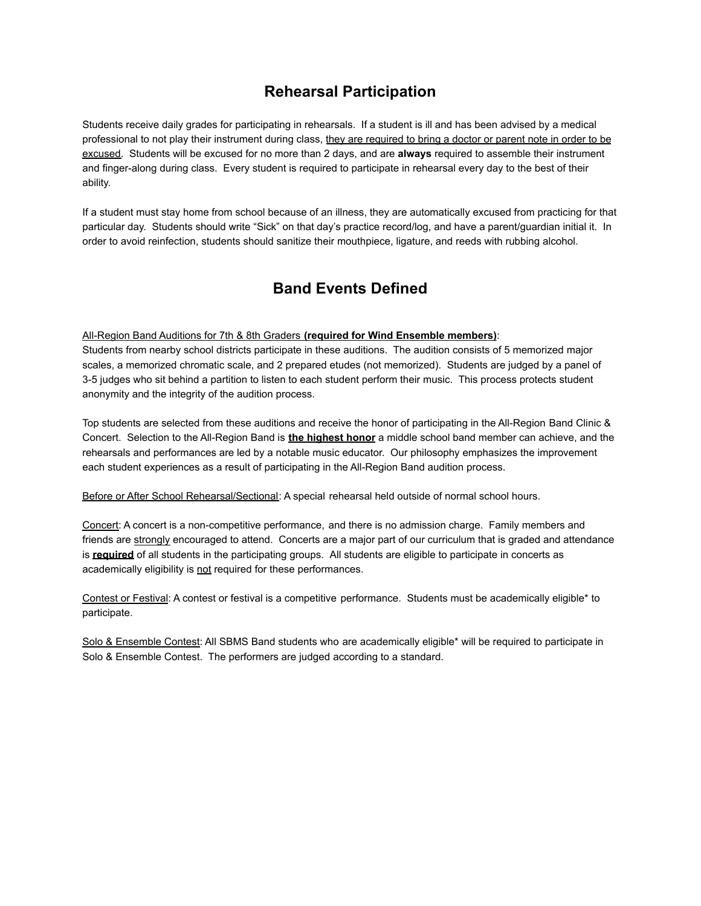## Rehearsal Participation

Students receive daily grades for participating in rehearsals. If a student is ill and has been advised by a medical professional to not play their instrument during class, they are required to bring a doctor or parent note in order to be excused. Students will be excused for no more than 2 days, and are **always** required to assemble their instrument and finger-along during class. Every student is required to participate in rehearsal every day to the best of their ability.

If a student must stay home from school because of an illness, they are automatically excused from practicing for that particular day. Students should write "Sick" on that day's practice record/log, and have a parent/guardian initial it. In order to avoid reinfection, students should sanitize their mouthpiece, ligature, and reeds with rubbing alcohol.

## Band Events Defined

All-Region Band Auditions for 7th & 8th Graders **(required for Wind Ensemble members)**:
Students from nearby school districts participate in these auditions. The audition consists of 5 memorized major scales, a memorized chromatic scale, and 2 prepared etudes (not memorized). Students are judged by a panel of 3-5 judges who sit behind a partition to listen to each student perform their music. This process protects student anonymity and the integrity of the audition process.

Top students are selected from these auditions and receive the honor of participating in the All-Region Band Clinic & Concert. Selection to the All-Region Band is **the highest honor** a middle school band member can achieve, and the rehearsals and performances are led by a notable music educator. Our philosophy emphasizes the improvement each student experiences as a result of participating in the All-Region Band audition process.

Before or After School Rehearsal/Sectional: A special rehearsal held outside of normal school hours.

Concert: A concert is a non-competitive performance, and there is no admission charge. Family members and friends are strongly encouraged to attend. Concerts are a major part of our curriculum that is graded and attendance is **required** of all students in the participating groups. All students are eligible to participate in concerts as academically eligibility is not required for these performances.

Contest or Festival: A contest or festival is a competitive performance. Students must be academically eligible* to participate.

Solo & Ensemble Contest: All SBMS Band students who are academically eligible* will be required to participate in Solo & Ensemble Contest. The performers are judged according to a standard.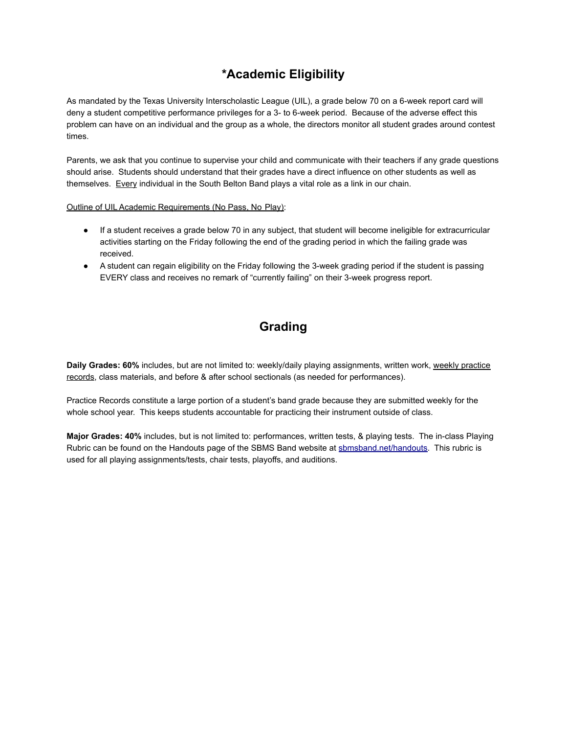# *Academic Eligibility

As mandated by the Texas University Interscholastic League (UIL), a grade below 70 on a 6-week report card will deny a student competitive performance privileges for a 3- to 6-week period. Because of the adverse effect this problem can have on an individual and the group as a whole, the directors monitor all student grades around contest times.

Parents, we ask that you continue to supervise your child and communicate with their teachers if any grade questions should arise. Students should understand that their grades have a direct influence on other students as well as themselves. Every individual in the South Belton Band plays a vital role as a link in our chain.

Outline of UIL Academic Requirements (No Pass, No Play):

- If a student receives a grade below 70 in any subject, that student will become ineligible for extracurricular activities starting on the Friday following the end of the grading period in which the failing grade was received.
- A student can regain eligibility on the Friday following the 3-week grading period if the student is passing EVERY class and receives no remark of "currently failing" on their 3-week progress report.

# Grading

**Daily Grades: 60%** includes, but are not limited to: weekly/daily playing assignments, written work, weekly practice records, class materials, and before & after school sectionals (as needed for performances).

Practice Records constitute a large portion of a student's band grade because they are submitted weekly for the whole school year. This keeps students accountable for practicing their instrument outside of class.

**Major Grades: 40%** includes, but is not limited to: performances, written tests, & playing tests. The in-class Playing Rubric can be found on the Handouts page of the SBMS Band website at sbmsband.net/handouts. This rubric is used for all playing assignments/tests, chair tests, playoffs, and auditions.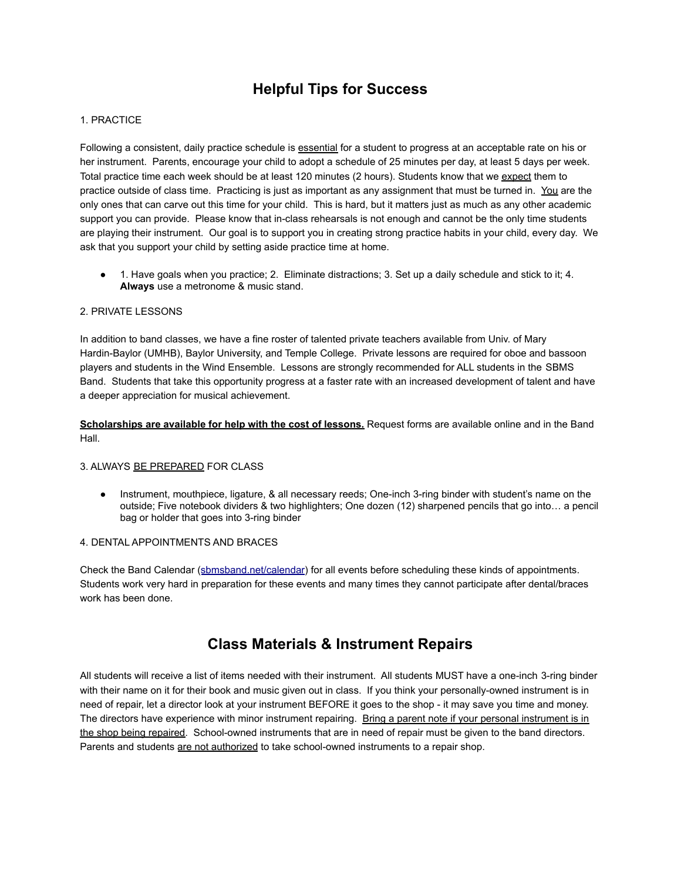# Helpful Tips for Success

1. PRACTICE

Following a consistent, daily practice schedule is <u>essential</u> for a student to progress at an acceptable rate on his or her instrument. Parents, encourage your child to adopt a schedule of 25 minutes per day, at least 5 days per week. Total practice time each week should be at least 120 minutes (2 hours). Students know that we <u>expect</u> them to practice outside of class time. Practicing is just as important as any assignment that must be turned in. <u>You</u> are the only ones that can carve out this time for your child. This is hard, but it matters just as much as any other academic support you can provide. Please know that in-class rehearsals is not enough and cannot be the only time students are playing their instrument. Our goal is to support you in creating strong practice habits in your child, every day. We ask that you support your child by setting aside practice time at home.

- 1. Have goals when you practice; 2. Eliminate distractions; 3. Set up a daily schedule and stick to it; 4. **Always** use a metronome & music stand.

2. PRIVATE LESSONS

In addition to band classes, we have a fine roster of talented private teachers available from Univ. of Mary Hardin-Baylor (UMHB), Baylor University, and Temple College. Private lessons are required for oboe and bassoon players and students in the Wind Ensemble. Lessons are strongly recommended for ALL students in the SBMS Band. Students that take this opportunity progress at a faster rate with an increased development of talent and have a deeper appreciation for musical achievement.

<u>**Scholarships are available for help with the cost of lessons.**</u> Request forms are available online and in the Band Hall.

3. ALWAYS <u>BE PREPARED</u> FOR CLASS

- Instrument, mouthpiece, ligature, & all necessary reeds; One-inch 3-ring binder with student's name on the outside; Five notebook dividers & two highlighters; One dozen (12) sharpened pencils that go into… a pencil bag or holder that goes into 3-ring binder

4. DENTAL APPOINTMENTS AND BRACES

Check the Band Calendar (sbmsband.net/calendar) for all events before scheduling these kinds of appointments. Students work very hard in preparation for these events and many times they cannot participate after dental/braces work has been done.

# Class Materials & Instrument Repairs

All students will receive a list of items needed with their instrument. All students MUST have a one-inch 3-ring binder with their name on it for their book and music given out in class. If you think your personally-owned instrument is in need of repair, let a director look at your instrument BEFORE it goes to the shop - it may save you time and money. The directors have experience with minor instrument repairing. <u>Bring a parent note if your personal instrument is in the shop being repaired</u>. School-owned instruments that are in need of repair must be given to the band directors. Parents and students <u>are not authorized</u> to take school-owned instruments to a repair shop.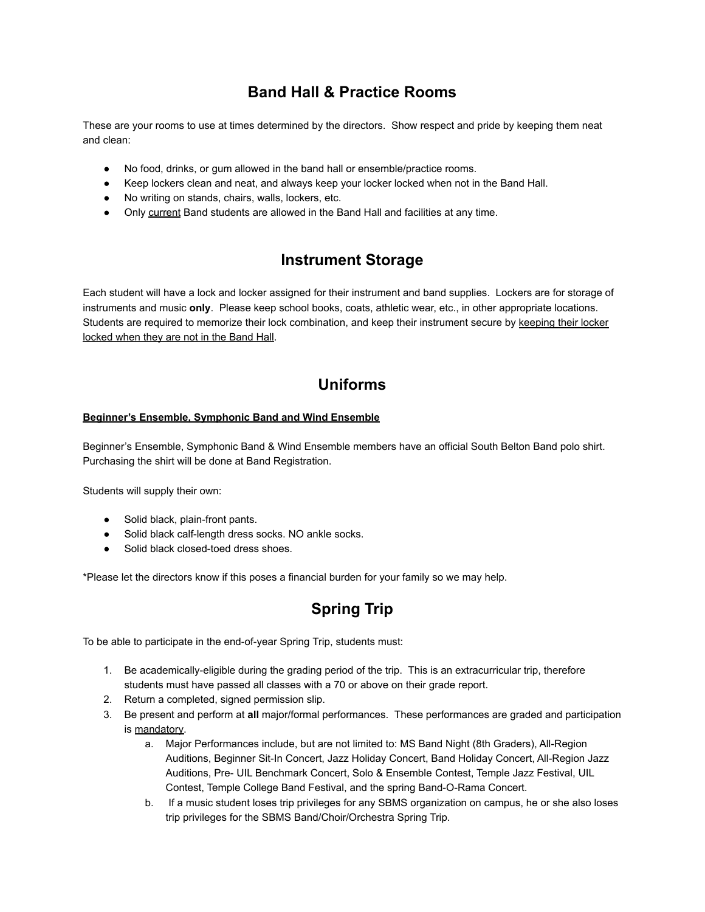## Band Hall & Practice Rooms

These are your rooms to use at times determined by the directors. Show respect and pride by keeping them neat and clean:

- No food, drinks, or gum allowed in the band hall or ensemble/practice rooms.
- Keep lockers clean and neat, and always keep your locker locked when not in the Band Hall.
- No writing on stands, chairs, walls, lockers, etc.
- Only <u>current</u> Band students are allowed in the Band Hall and facilities at any time.

## Instrument Storage

Each student will have a lock and locker assigned for their instrument and band supplies. Lockers are for storage of instruments and music **only**. Please keep school books, coats, athletic wear, etc., in other appropriate locations. Students are required to memorize their lock combination, and keep their instrument secure by <u>keeping their locker locked when they are not in the Band Hall</u>.

## Uniforms

**<u>Beginner's Ensemble, Symphonic Band and Wind Ensemble</u>**

Beginner's Ensemble, Symphonic Band & Wind Ensemble members have an official South Belton Band polo shirt. Purchasing the shirt will be done at Band Registration.

Students will supply their own:

- Solid black, plain-front pants.
- Solid black calf-length dress socks. NO ankle socks.
- Solid black closed-toed dress shoes.

*Please let the directors know if this poses a financial burden for your family so we may help.

## Spring Trip

To be able to participate in the end-of-year Spring Trip, students must:

1. Be academically-eligible during the grading period of the trip. This is an extracurricular trip, therefore students must have passed all classes with a 70 or above on their grade report.
2. Return a completed, signed permission slip.
3. Be present and perform at **all** major/formal performances. These performances are graded and participation is <u>mandatory</u>.
    a. Major Performances include, but are not limited to: MS Band Night (8th Graders), All-Region Auditions, Beginner Sit-In Concert, Jazz Holiday Concert, Band Holiday Concert, All-Region Jazz Auditions, Pre- UIL Benchmark Concert, Solo & Ensemble Contest, Temple Jazz Festival, UIL Contest, Temple College Band Festival, and the spring Band-O-Rama Concert.
    b. If a music student loses trip privileges for any SBMS organization on campus, he or she also loses trip privileges for the SBMS Band/Choir/Orchestra Spring Trip.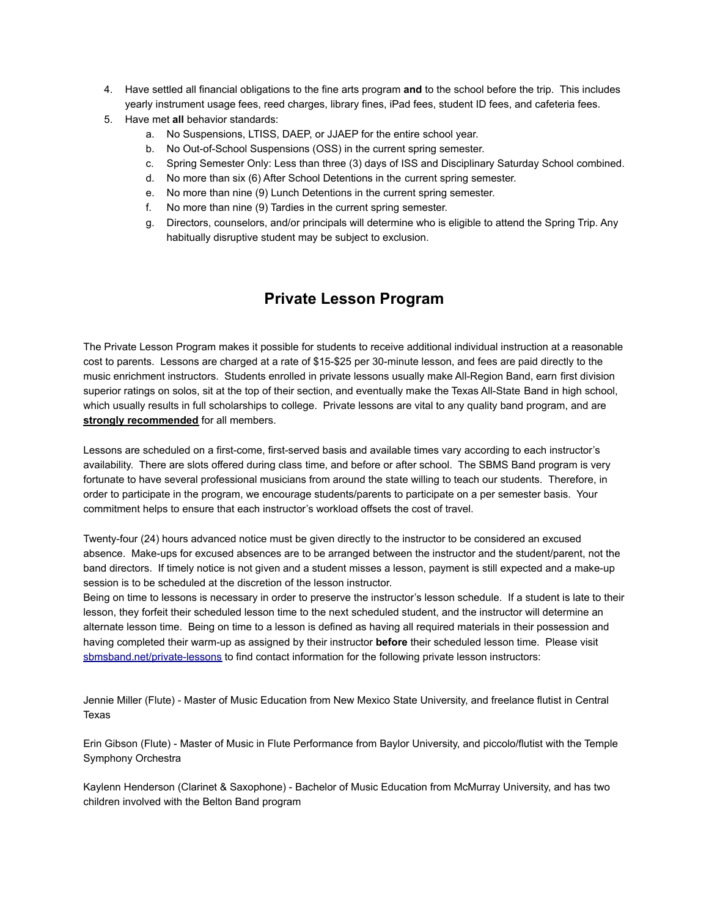4. Have settled all financial obligations to the fine arts program **and** to the school before the trip. This includes yearly instrument usage fees, reed charges, library fines, iPad fees, student ID fees, and cafeteria fees.
5. Have met **all** behavior standards:
   a. No Suspensions, LTISS, DAEP, or JJAEP for the entire school year.
   b. No Out-of-School Suspensions (OSS) in the current spring semester.
   c. Spring Semester Only: Less than three (3) days of ISS and Disciplinary Saturday School combined.
   d. No more than six (6) After School Detentions in the current spring semester.
   e. No more than nine (9) Lunch Detentions in the current spring semester.
   f. No more than nine (9) Tardies in the current spring semester.
   g. Directors, counselors, and/or principals will determine who is eligible to attend the Spring Trip. Any habitually disruptive student may be subject to exclusion.

## Private Lesson Program

The Private Lesson Program makes it possible for students to receive additional individual instruction at a reasonable cost to parents. Lessons are charged at a rate of $15-$25 per 30-minute lesson, and fees are paid directly to the music enrichment instructors. Students enrolled in private lessons usually make All-Region Band, earn first division superior ratings on solos, sit at the top of their section, and eventually make the Texas All-State Band in high school, which usually results in full scholarships to college. Private lessons are vital to any quality band program, and are **strongly recommended** for all members.

Lessons are scheduled on a first-come, first-served basis and available times vary according to each instructor's availability. There are slots offered during class time, and before or after school. The SBMS Band program is very fortunate to have several professional musicians from around the state willing to teach our students. Therefore, in order to participate in the program, we encourage students/parents to participate on a per semester basis. Your commitment helps to ensure that each instructor's workload offsets the cost of travel.

Twenty-four (24) hours advanced notice must be given directly to the instructor to be considered an excused absence. Make-ups for excused absences are to be arranged between the instructor and the student/parent, not the band directors. If timely notice is not given and a student misses a lesson, payment is still expected and a make-up session is to be scheduled at the discretion of the lesson instructor.
Being on time to lessons is necessary in order to preserve the instructor's lesson schedule. If a student is late to their lesson, they forfeit their scheduled lesson time to the next scheduled student, and the instructor will determine an alternate lesson time. Being on time to a lesson is defined as having all required materials in their possession and having completed their warm-up as assigned by their instructor **before** their scheduled lesson time. Please visit [sbmsband.net/private-lessons](sbmsband.net/private-lessons) to find contact information for the following private lesson instructors:

Jennie Miller (Flute) - Master of Music Education from New Mexico State University, and freelance flutist in Central Texas

Erin Gibson (Flute) - Master of Music in Flute Performance from Baylor University, and piccolo/flutist with the Temple Symphony Orchestra

Kaylenn Henderson (Clarinet & Saxophone) - Bachelor of Music Education from McMurray University, and has two children involved with the Belton Band program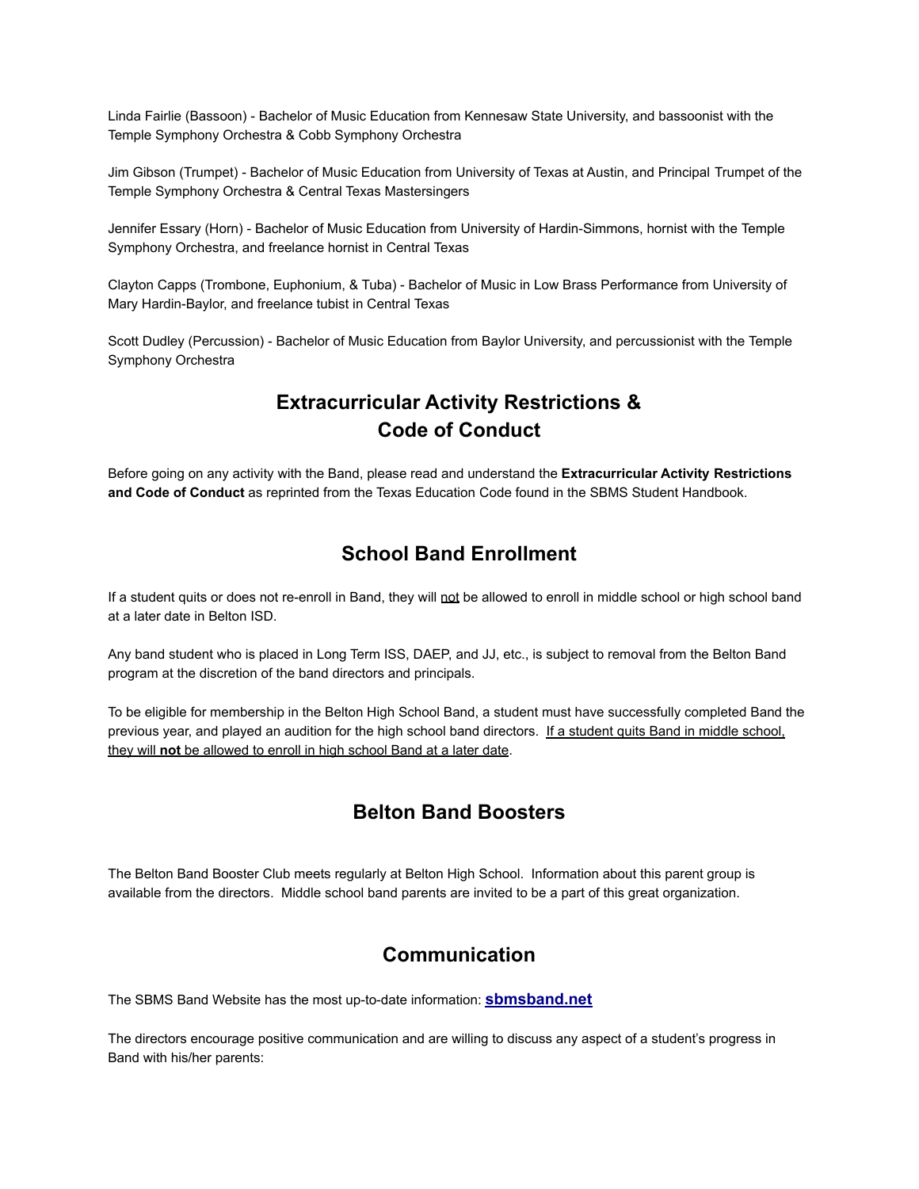Linda Fairlie (Bassoon) - Bachelor of Music Education from Kennesaw State University, and bassoonist with the Temple Symphony Orchestra & Cobb Symphony Orchestra

Jim Gibson (Trumpet) - Bachelor of Music Education from University of Texas at Austin, and Principal Trumpet of the Temple Symphony Orchestra & Central Texas Mastersingers

Jennifer Essary (Horn) - Bachelor of Music Education from University of Hardin-Simmons, hornist with the Temple Symphony Orchestra, and freelance hornist in Central Texas

Clayton Capps (Trombone, Euphonium, & Tuba) - Bachelor of Music in Low Brass Performance from University of Mary Hardin-Baylor, and freelance tubist in Central Texas

Scott Dudley (Percussion) - Bachelor of Music Education from Baylor University, and percussionist with the Temple Symphony Orchestra

## Extracurricular Activity Restrictions & Code of Conduct

Before going on any activity with the Band, please read and understand the **Extracurricular Activity Restrictions and Code of Conduct** as reprinted from the Texas Education Code found in the SBMS Student Handbook.

## School Band Enrollment

If a student quits or does not re-enroll in Band, they will <u>not</u> be allowed to enroll in middle school or high school band at a later date in Belton ISD.

Any band student who is placed in Long Term ISS, DAEP, and JJ, etc., is subject to removal from the Belton Band program at the discretion of the band directors and principals.

To be eligible for membership in the Belton High School Band, a student must have successfully completed Band the previous year, and played an audition for the high school band directors. <u>If a student quits Band in middle school, they will **not** be allowed to enroll in high school Band at a later date</u>.

## Belton Band Boosters

The Belton Band Booster Club meets regularly at Belton High School. Information about this parent group is available from the directors. Middle school band parents are invited to be a part of this great organization.

## Communication

The SBMS Band Website has the most up-to-date information: **sbmsband.net**

The directors encourage positive communication and are willing to discuss any aspect of a student's progress in Band with his/her parents: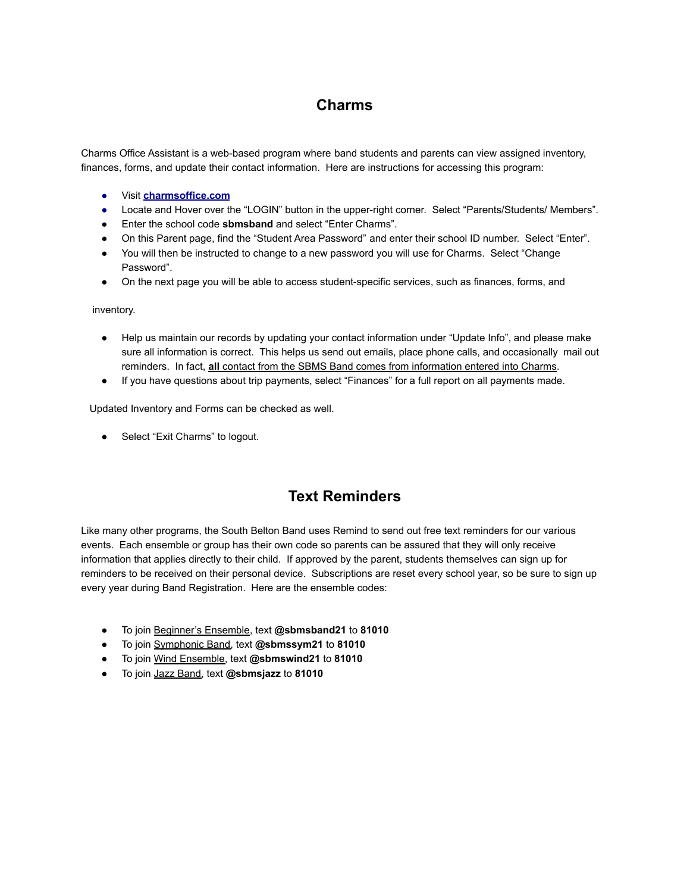## Charms

Charms Office Assistant is a web-based program where band students and parents can view assigned inventory, finances, forms, and update their contact information. Here are instructions for accessing this program:

- Visit **charmsoffice.com**
- Locate and Hover over the "LOGIN" button in the upper-right corner. Select "Parents/Students/ Members".
- Enter the school code **sbmsband** and select "Enter Charms".
- On this Parent page, find the "Student Area Password" and enter their school ID number. Select "Enter".
- You will then be instructed to change to a new password you will use for Charms. Select "Change Password".
- On the next page you will be able to access student-specific services, such as finances, forms, and

inventory.

- Help us maintain our records by updating your contact information under "Update Info", and please make sure all information is correct. This helps us send out emails, place phone calls, and occasionally mail out reminders. In fact, **all** contact from the SBMS Band comes from information entered into Charms.
- If you have questions about trip payments, select "Finances" for a full report on all payments made.

Updated Inventory and Forms can be checked as well.

- Select "Exit Charms" to logout.

## Text Reminders

Like many other programs, the South Belton Band uses Remind to send out free text reminders for our various events. Each ensemble or group has their own code so parents can be assured that they will only receive information that applies directly to their child. If approved by the parent, students themselves can sign up for reminders to be received on their personal device. Subscriptions are reset every school year, so be sure to sign up every year during Band Registration. Here are the ensemble codes:

- To join Beginner's Ensemble, text **@sbmsband21** to **81010**
- To join Symphonic Band, text **@sbmssym21** to **81010**
- To join Wind Ensemble, text **@sbmswind21** to **81010**
- To join Jazz Band, text **@sbmsjazz** to **81010**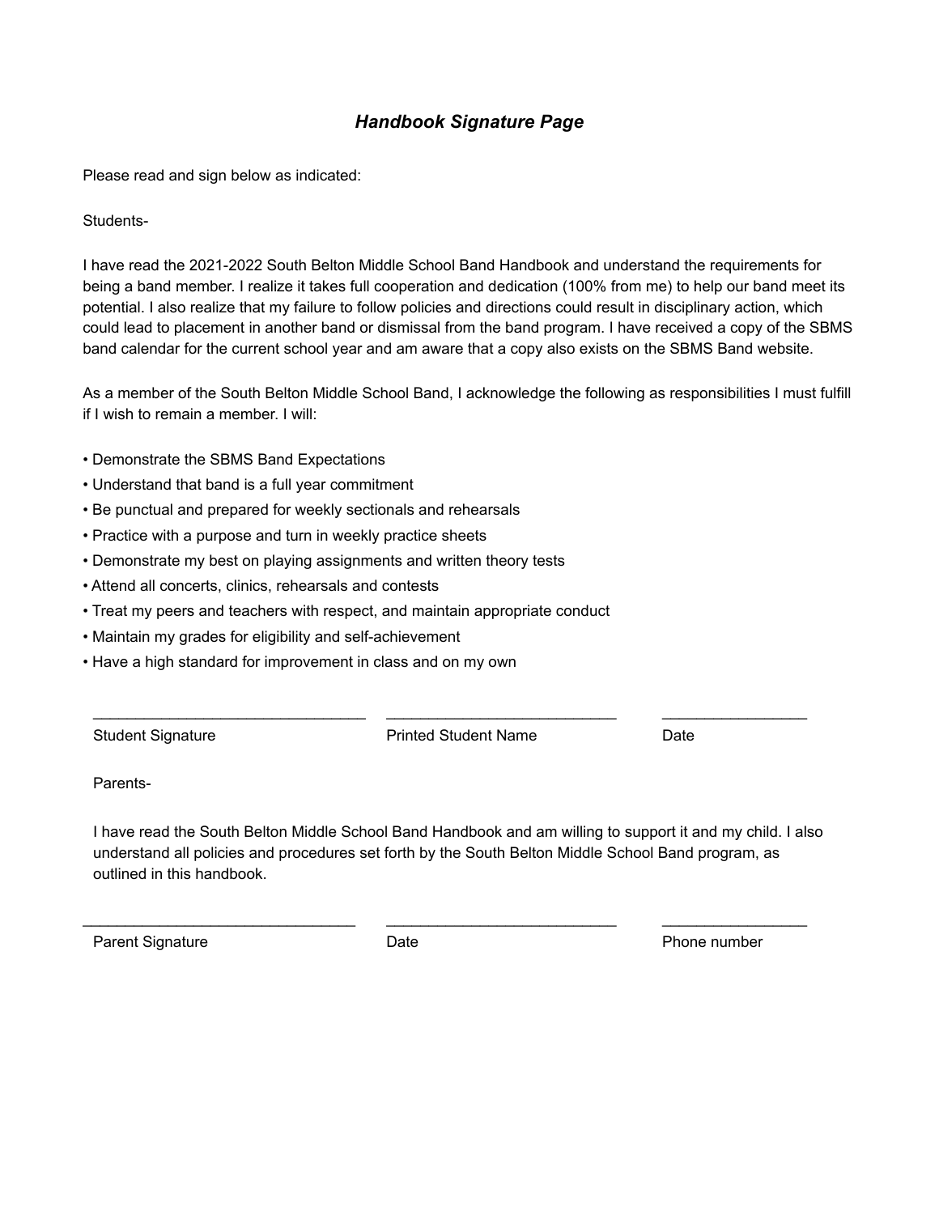## *Handbook Signature Page*

Please read and sign below as indicated:

Students-

I have read the 2021-2022 South Belton Middle School Band Handbook and understand the requirements for being a band member. I realize it takes full cooperation and dedication (100% from me) to help our band meet its potential. I also realize that my failure to follow policies and directions could result in disciplinary action, which could lead to placement in another band or dismissal from the band program. I have received a copy of the SBMS band calendar for the current school year and am aware that a copy also exists on the SBMS Band website.

As a member of the South Belton Middle School Band, I acknowledge the following as responsibilities I must fulfill if I wish to remain a member. I will:

- Demonstrate the SBMS Band Expectations
- Understand that band is a full year commitment
- Be punctual and prepared for weekly sectionals and rehearsals
- Practice with a purpose and turn in weekly practice sheets
- Demonstrate my best on playing assignments and written theory tests
- Attend all concerts, clinics, rehearsals and contests
- Treat my peers and teachers with respect, and maintain appropriate conduct
- Maintain my grades for eligibility and self-achievement
- Have a high standard for improvement in class and on my own

| | | |
|---|---|---|
| _______________________________ | _______________________________ | ____________________ |
| Student Signature | Printed Student Name | Date |

Parents-

I have read the South Belton Middle School Band Handbook and am willing to support it and my child. I also understand all policies and procedures set forth by the South Belton Middle School Band program, as outlined in this handbook.

| | | |
|---|---|---|
| _______________________________ | _______________________________ | ____________________ |
| Parent Signature | Date | Phone number |